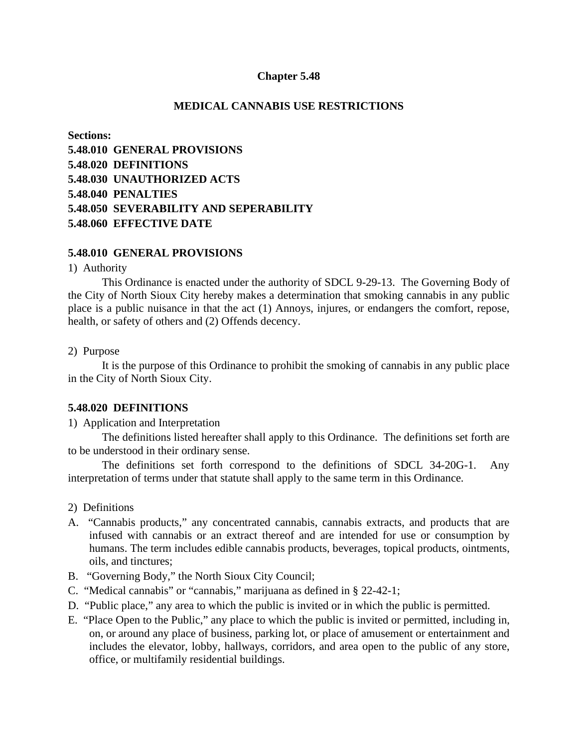# Chapter 5.48

## MEDICAL CANNABIS USE RESTRICTIONS

**Sections:**
**5.48.010 GENERAL PROVISIONS**
**5.48.020 DEFINITIONS**
**5.48.030 UNAUTHORIZED ACTS**
**5.48.040 PENALTIES**
**5.48.050 SEVERABILITY AND SEPERABILITY**
**5.48.060 EFFECTIVE DATE**

### 5.48.010 GENERAL PROVISIONS

1) Authority

This Ordinance is enacted under the authority of SDCL 9-29-13. The Governing Body of the City of North Sioux City hereby makes a determination that smoking cannabis in any public place is a public nuisance in that the act (1) Annoys, injures, or endangers the comfort, repose, health, or safety of others and (2) Offends decency.

2) Purpose

It is the purpose of this Ordinance to prohibit the smoking of cannabis in any public place in the City of North Sioux City.

### 5.48.020 DEFINITIONS

1) Application and Interpretation

The definitions listed hereafter shall apply to this Ordinance. The definitions set forth are to be understood in their ordinary sense.

The definitions set forth correspond to the definitions of SDCL 34-20G-1. Any interpretation of terms under that statute shall apply to the same term in this Ordinance.

2) Definitions

A. "Cannabis products," any concentrated cannabis, cannabis extracts, and products that are infused with cannabis or an extract thereof and are intended for use or consumption by humans. The term includes edible cannabis products, beverages, topical products, ointments, oils, and tinctures;

B. "Governing Body," the North Sioux City Council;

C. "Medical cannabis" or "cannabis," marijuana as defined in § 22-42-1;

D. "Public place," any area to which the public is invited or in which the public is permitted.

E. "Place Open to the Public," any place to which the public is invited or permitted, including in, on, or around any place of business, parking lot, or place of amusement or entertainment and includes the elevator, lobby, hallways, corridors, and area open to the public of any store, office, or multifamily residential buildings.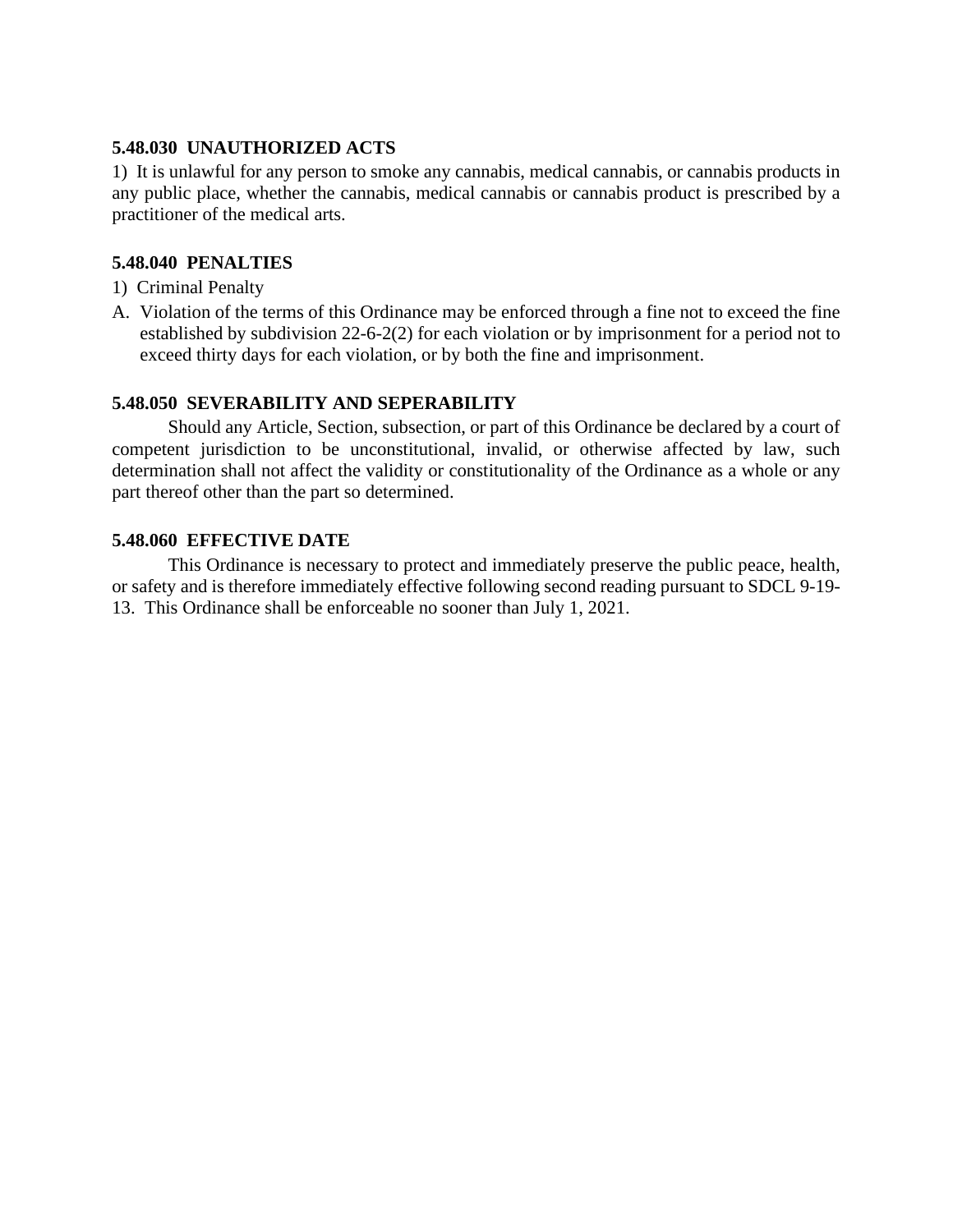**5.48.030 UNAUTHORIZED ACTS**

1) It is unlawful for any person to smoke any cannabis, medical cannabis, or cannabis products in any public place, whether the cannabis, medical cannabis or cannabis product is prescribed by a practitioner of the medical arts.

**5.48.040 PENALTIES**

1) Criminal Penalty

A. Violation of the terms of this Ordinance may be enforced through a fine not to exceed the fine established by subdivision 22-6-2(2) for each violation or by imprisonment for a period not to exceed thirty days for each violation, or by both the fine and imprisonment.

**5.48.050 SEVERABILITY AND SEPERABILITY**

Should any Article, Section, subsection, or part of this Ordinance be declared by a court of competent jurisdiction to be unconstitutional, invalid, or otherwise affected by law, such determination shall not affect the validity or constitutionality of the Ordinance as a whole or any part thereof other than the part so determined.

**5.48.060 EFFECTIVE DATE**

This Ordinance is necessary to protect and immediately preserve the public peace, health, or safety and is therefore immediately effective following second reading pursuant to SDCL 9-19-13. This Ordinance shall be enforceable no sooner than July 1, 2021.